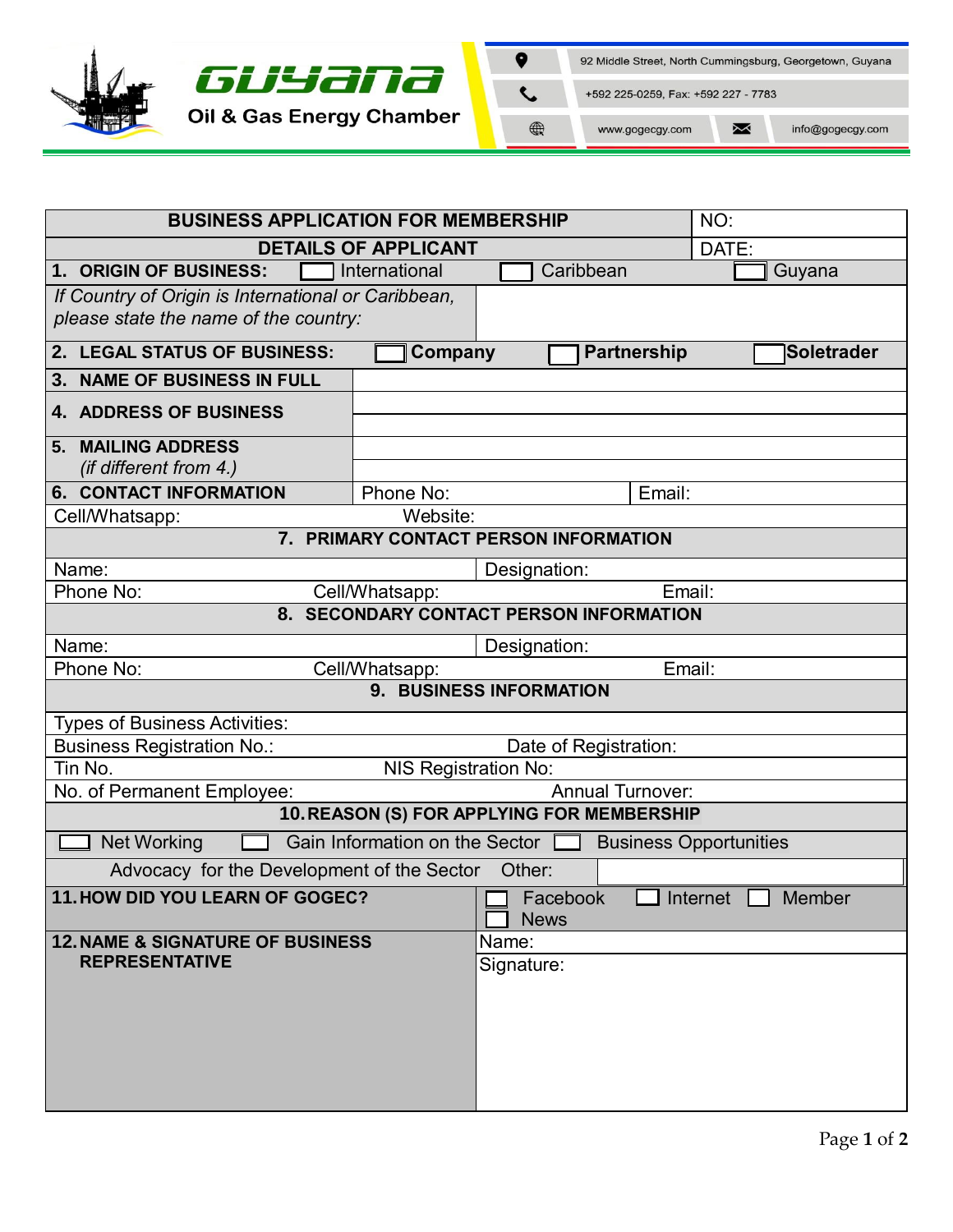**Guyana Oil & Gas Energy Chamber**

92 Middle Street, North Cummingsburg, Georgetown, Guyana
+592 225-0259, Fax: +592 227 - 7783
www.gogecgy.com | info@gogecgy.com

| BUSINESS APPLICATION FOR MEMBERSHIP | | | NO: |
|---|---|---|---|
| DETAILS OF APPLICANT | | | DATE: |
| **1. ORIGIN OF BUSINESS:** | ☐ International | ☐ Caribbean | ☐ Guyana |
| *If Country of Origin is International or Caribbean, please state the name of the country:* | | | |
| **2. LEGAL STATUS OF BUSINESS:** | ☐ **Company** | ☐ **Partnership** | ☐ **Soletrader** |
| **3. NAME OF BUSINESS IN FULL** | | | |
| **4. ADDRESS OF BUSINESS** | | | |
| **5. MAILING ADDRESS** *(if different from 4.)* | | | |
| **6. CONTACT INFORMATION** | Phone No: | Email: | |
| Cell/Whatsapp: | Website: | | |
| **7. PRIMARY CONTACT PERSON INFORMATION** | | | |
| Name: | Designation: | | |
| Phone No: | Cell/Whatsapp: | Email: | |
| **8. SECONDARY CONTACT PERSON INFORMATION** | | | |
| Name: | Designation: | | |
| Phone No: | Cell/Whatsapp: | Email: | |
| **9. BUSINESS INFORMATION** | | | |
| Types of Business Activities: | | | |
| Business Registration No.: | Date of Registration: | | |
| Tin No. | NIS Registration No: | | |
| No. of Permanent Employee: | Annual Turnover: | | |
| **10. REASON (S) FOR APPLYING FOR MEMBERSHIP** | | | |
| ☐ Net Working | ☐ Gain Information on the Sector | ☐ Business Opportunities | |
| Advocacy for the Development of the Sector | Other: | | |
| **11. HOW DID YOU LEARN OF GOGEC?** | ☐ Facebook ☐ Internet ☐ Member ☐ News | | |
| **12. NAME & SIGNATURE OF BUSINESS REPRESENTATIVE** | Name: | | |
| | Signature: | | |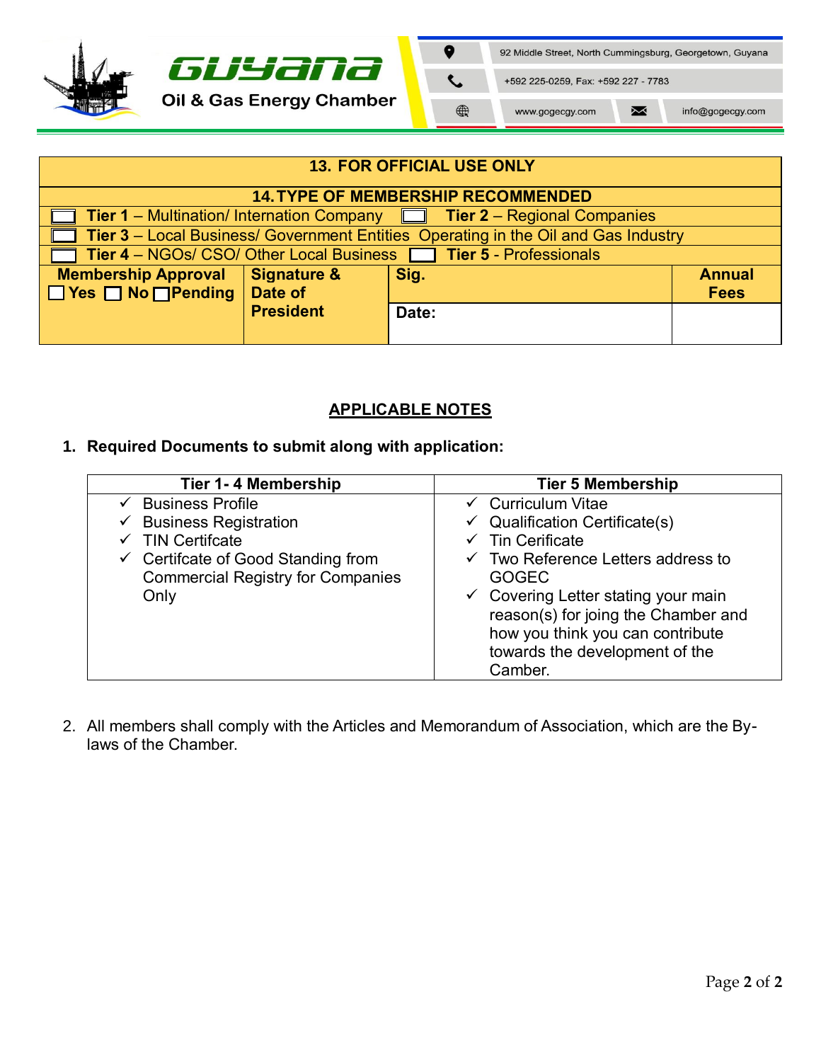Guyana Oil & Gas Energy Chamber

92 Middle Street, North Cummingsburg, Georgetown, Guyana

+592 225-0259, Fax: +592 227 - 7783

www.gogecgy.com | info@gogecgy.com

| 13. FOR OFFICIAL USE ONLY | | | |
|---|---|---|---|
| **14. TYPE OF MEMBERSHIP RECOMMENDED** | | | |
| ☐ **Tier 1** – Multination/ Internation Company ☐ **Tier 2** – Regional Companies | | | |
| ☐ **Tier 3** – Local Business/ Government Entities Operating in the Oil and Gas Industry | | | |
| ☐ **Tier 4** – NGOs/ CSO/ Other Local Business ☐ **Tier 5** - Professionals | | | |
| **Membership Approval** ☐ **Yes** ☐ **No** ☐ **Pending** | **Signature & Date of President** | **Sig.** | **Annual Fees** |
| | | **Date:** | |

## APPLICABLE NOTES

1. **Required Documents to submit along with application:**

| Tier 1- 4 Membership | Tier 5 Membership |
|---|---|
| ✓ Business Profile<br>✓ Business Registration<br>✓ TIN Certifcate<br>✓ Certifcate of Good Standing from Commercial Registry for Companies Only | ✓ Curriculum Vitae<br>✓ Qualification Certificate(s)<br>✓ Tin Cerificate<br>✓ Two Reference Letters address to GOGEC<br>✓ Covering Letter stating your main reason(s) for joing the Chamber and how you think you can contribute towards the development of the Camber. |

2. All members shall comply with the Articles and Memorandum of Association, which are the By-laws of the Chamber.